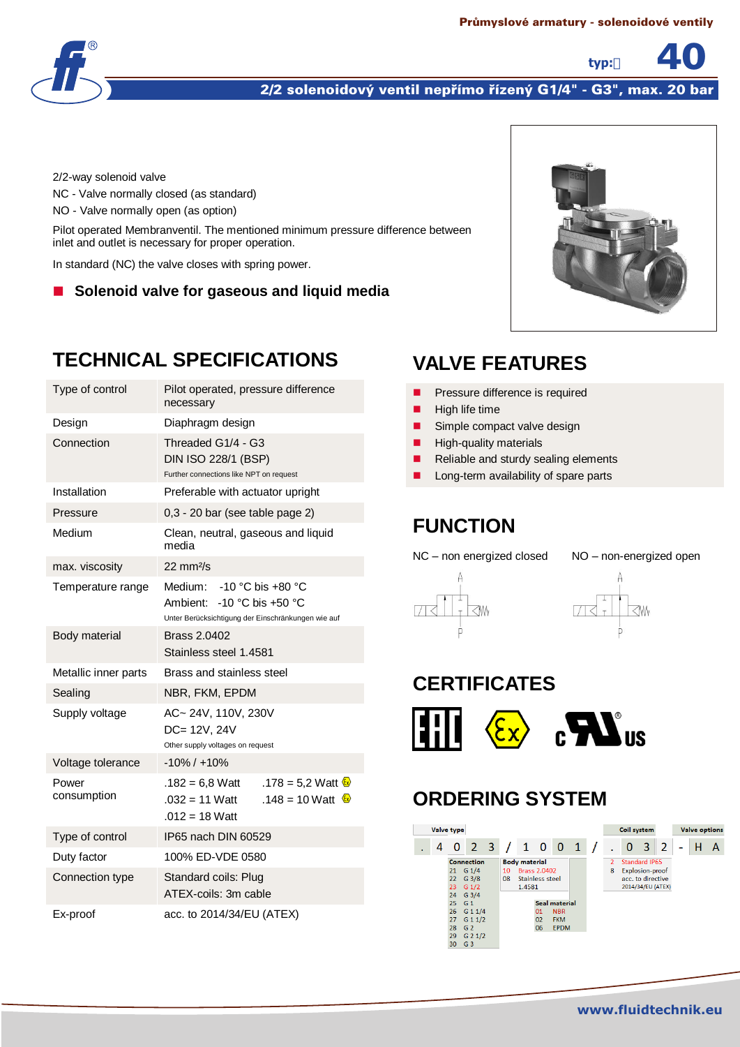**Průmyslové armatury - solenoidové ventily**

typ: **40**

## 2/2 solenoidový ventil nepřímo řízený G1/4" - G3", max. 20 bar

2/2-way solenoid valve

NC - Valve normally closed (as standard)

NO - Valve normally open (as option)

Pilot operated Membranventil. The mentioned minimum pressure difference between inlet and outlet is necessary for proper operation.

In standard (NC) the valve closes with spring power.

- **Solenoid valve for gaseous and liquid media**

## TECHNICAL SPECIFICATIONS

| | |
|---|---|
| Type of control | Pilot operated, pressure difference necessary |
| Design | Diaphragm design |
| Connection | Threaded G1/4 - G3<br>DIN ISO 228/1 (BSP)<br>Further connections like NPT on request |
| Installation | Preferable with actuator upright |
| Pressure | 0,3 - 20 bar (see table page 2) |
| Medium | Clean, neutral, gaseous and liquid media |
| max. viscosity | 22 mm²/s |
| Temperature range | Medium: -10 °C bis +80 °C<br>Ambient: -10 °C bis +50 °C<br>Unter Berücksichtigung der Einschränkungen wie auf |
| Body material | Brass 2.0402<br>Stainless steel 1.4581 |
| Metallic inner parts | Brass and stainless steel |
| Sealing | NBR, FKM, EPDM |
| Supply voltage | AC~ 24V, 110V, 230V<br>DC= 12V, 24V<br>Other supply voltages on request |
| Voltage tolerance | -10% / +10% |
| Power consumption | .182 = 6,8 Watt &nbsp; .178 = 5,2 Watt (Ex)<br>.032 = 11 Watt &nbsp; .148 = 10 Watt (Ex)<br>.012 = 18 Watt |
| Type of control | IP65 nach DIN 60529 |
| Duty factor | 100% ED-VDE 0580 |
| Connection type | Standard coils: Plug<br>ATEX-coils: 3m cable |
| Ex-proof | acc. to 2014/34/EU (ATEX) |

## VALVE FEATURES

- Pressure difference is required
- High life time
- Simple compact valve design
- High-quality materials
- Reliable and sturdy sealing elements
- Long-term availability of spare parts

## FUNCTION

NC – non energized closed

NO – non-energized open

## CERTIFICATES

EAC, Ex, cULus

## ORDERING SYSTEM

Valve type: . 4 0 2 3 / 1 0 0 1 / — Coil system: . 0 3 2 — Valve options: H A

| Connection | |
|---|---|
| 21 | G 1/4 |
| 22 | G 3/8 |
| 23 | G 1/2 |
| 24 | G 3/4 |
| 25 | G 1 |
| 26 | G 1 1/4 |
| 27 | G 1 1/2 |
| 28 | G 2 |
| 29 | G 2 1/2 |
| 30 | G 3 |

| Body material | |
|---|---|
| 10 | Brass 2.0402 |
| 08 | Stainless steel 1.4581 |

| Seal material | |
|---|---|
| 01 | NBR |
| 02 | FKM |
| 06 | EPDM |

| Coil system | |
|---|---|
| 2 | Standard IP65 |
| 8 | Explosion-proof acc. to directive 2014/34/EU (ATEX) |

www.fluidtechnik.eu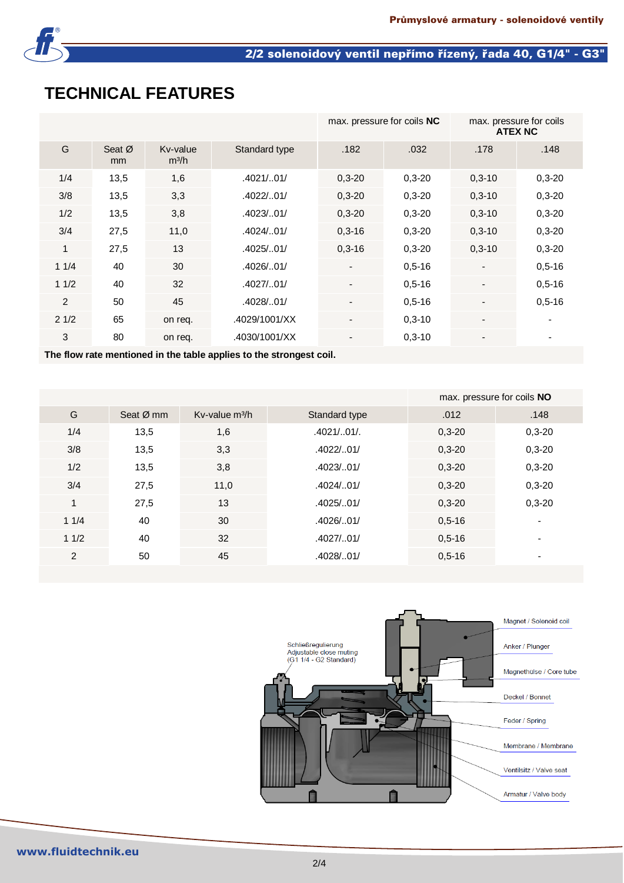# TECHNICAL FEATURES

| | | | | max. pressure for coils **NC** | | max. pressure for coils **ATEX NC** | |
|---|---|---|---|---|---|---|---|
| G | Seat Ø mm | Kv-value m³/h | Standard type | .182 | .032 | .178 | .148 |
| 1/4 | 13,5 | 1,6 | .4021/..01/ | 0,3-20 | 0,3-20 | 0,3-10 | 0,3-20 |
| 3/8 | 13,5 | 3,3 | .4022/..01/ | 0,3-20 | 0,3-20 | 0,3-10 | 0,3-20 |
| 1/2 | 13,5 | 3,8 | .4023/..01/ | 0,3-20 | 0,3-20 | 0,3-10 | 0,3-20 |
| 3/4 | 27,5 | 11,0 | .4024/..01/ | 0,3-16 | 0,3-20 | 0,3-10 | 0,3-20 |
| 1 | 27,5 | 13 | .4025/..01/ | 0,3-16 | 0,3-20 | 0,3-10 | 0,3-20 |
| 1 1/4 | 40 | 30 | .4026/..01/ | - | 0,5-16 | - | 0,5-16 |
| 1 1/2 | 40 | 32 | .4027/..01/ | - | 0,5-16 | - | 0,5-16 |
| 2 | 50 | 45 | .4028/..01/ | - | 0,5-16 | - | 0,5-16 |
| 2 1/2 | 65 | on req. | .4029/1001/XX | - | 0,3-10 | - | - |
| 3 | 80 | on req. | .4030/1001/XX | - | 0,3-10 | - | - |

**The flow rate mentioned in the table applies to the strongest coil.**

| | | | | max. pressure for coils **NO** | |
|---|---|---|---|---|---|
| G | Seat Ø mm | Kv-value m³/h | Standard type | .012 | .148 |
| 1/4 | 13,5 | 1,6 | .4021/..01/. | 0,3-20 | 0,3-20 |
| 3/8 | 13,5 | 3,3 | .4022/..01/ | 0,3-20 | 0,3-20 |
| 1/2 | 13,5 | 3,8 | .4023/..01/ | 0,3-20 | 0,3-20 |
| 3/4 | 27,5 | 11,0 | .4024/..01/ | 0,3-20 | 0,3-20 |
| 1 | 27,5 | 13 | .4025/..01/ | 0,3-20 | 0,3-20 |
| 1 1/4 | 40 | 30 | .4026/..01/ | 0,5-16 | - |
| 1 1/2 | 40 | 32 | .4027/..01/ | 0,5-16 | - |
| 2 | 50 | 45 | .4028/..01/ | 0,5-16 | - |

Schließregulierung
Adjustable close muting
(G1 1/4 - G2 Standard)

Magnet / Solenoid coil
Anker / Plunger
Magnethülse / Core tube
Deckel / Bonnet
Feder / Spring
Membrane / Membrane
Ventilsitz / Valve seat
Armatur / Valve body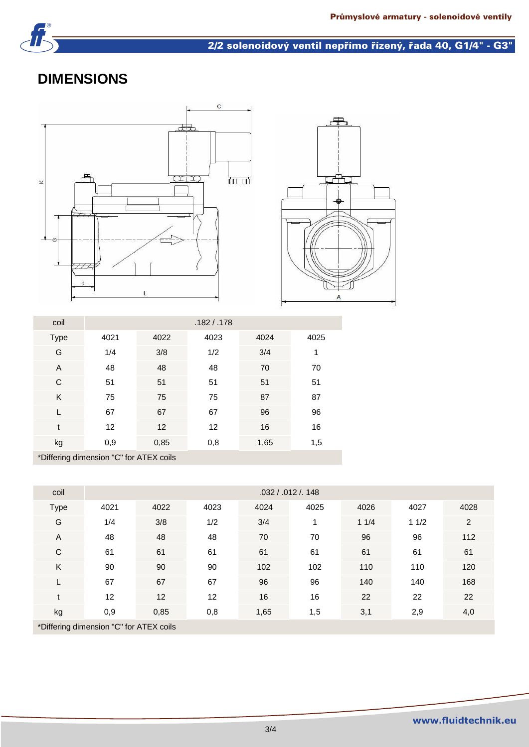# DIMENSIONS

| coil | .182 / .178 | | | | |
|---|---|---|---|---|---|
| Type | 4021 | 4022 | 4023 | 4024 | 4025 |
| G | 1/4 | 3/8 | 1/2 | 3/4 | 1 |
| A | 48 | 48 | 48 | 70 | 70 |
| C | 51 | 51 | 51 | 51 | 51 |
| K | 75 | 75 | 75 | 87 | 87 |
| L | 67 | 67 | 67 | 96 | 96 |
| t | 12 | 12 | 12 | 16 | 16 |
| kg | 0,9 | 0,85 | 0,8 | 1,65 | 1,5 |

*Differing dimension "C" for ATEX coils

| coil | .032 / .012 /. 148 | | | | | | | |
|---|---|---|---|---|---|---|---|---|
| Type | 4021 | 4022 | 4023 | 4024 | 4025 | 4026 | 4027 | 4028 |
| G | 1/4 | 3/8 | 1/2 | 3/4 | 1 | 1 1/4 | 1 1/2 | 2 |
| A | 48 | 48 | 48 | 70 | 70 | 96 | 96 | 112 |
| C | 61 | 61 | 61 | 61 | 61 | 61 | 61 | 61 |
| K | 90 | 90 | 90 | 102 | 102 | 110 | 110 | 120 |
| L | 67 | 67 | 67 | 96 | 96 | 140 | 140 | 168 |
| t | 12 | 12 | 12 | 16 | 16 | 22 | 22 | 22 |
| kg | 0,9 | 0,85 | 0,8 | 1,65 | 1,5 | 3,1 | 2,9 | 4,0 |

*Differing dimension "C" for ATEX coils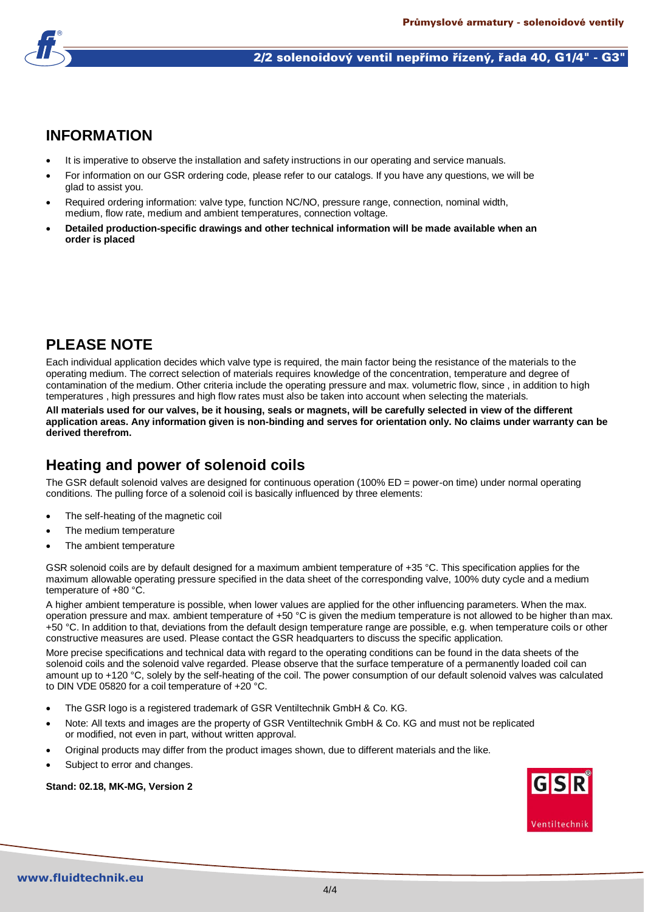## INFORMATION

- It is imperative to observe the installation and safety instructions in our operating and service manuals.
- For information on our GSR ordering code, please refer to our catalogs. If you have any questions, we will be glad to assist you.
- Required ordering information: valve type, function NC/NO, pressure range, connection, nominal width, medium, flow rate, medium and ambient temperatures, connection voltage.
- **Detailed production-specific drawings and other technical information will be made available when an order is placed**

## PLEASE NOTE

Each individual application decides which valve type is required, the main factor being the resistance of the materials to the operating medium. The correct selection of materials requires knowledge of the concentration, temperature and degree of contamination of the medium. Other criteria include the operating pressure and max. volumetric flow, since , in addition to high temperatures , high pressures and high flow rates must also be taken into account when selecting the materials.

**All materials used for our valves, be it housing, seals or magnets, will be carefully selected in view of the different application areas. Any information given is non-binding and serves for orientation only. No claims under warranty can be derived therefrom.**

## Heating and power of solenoid coils

The GSR default solenoid valves are designed for continuous operation (100% ED = power-on time) under normal operating conditions. The pulling force of a solenoid coil is basically influenced by three elements:

- The self-heating of the magnetic coil
- The medium temperature
- The ambient temperature

GSR solenoid coils are by default designed for a maximum ambient temperature of +35 °C. This specification applies for the maximum allowable operating pressure specified in the data sheet of the corresponding valve, 100% duty cycle and a medium temperature of +80 °C.

A higher ambient temperature is possible, when lower values are applied for the other influencing parameters. When the max. operation pressure and max. ambient temperature of +50 °C is given the medium temperature is not allowed to be higher than max. +50 °C. In addition to that, deviations from the default design temperature range are possible, e.g. when temperature coils or other constructive measures are used. Please contact the GSR headquarters to discuss the specific application.

More precise specifications and technical data with regard to the operating conditions can be found in the data sheets of the solenoid coils and the solenoid valve regarded. Please observe that the surface temperature of a permanently loaded coil can amount up to +120 °C, solely by the self-heating of the coil. The power consumption of our default solenoid valves was calculated to DIN VDE 05820 for a coil temperature of +20 °C.

- The GSR logo is a registered trademark of GSR Ventiltechnik GmbH & Co. KG.
- Note: All texts and images are the property of GSR Ventiltechnik GmbH & Co. KG and must not be replicated or modified, not even in part, without written approval.
- Original products may differ from the product images shown, due to different materials and the like.
- Subject to error and changes.

**Stand: 02.18, MK-MG, Version 2**